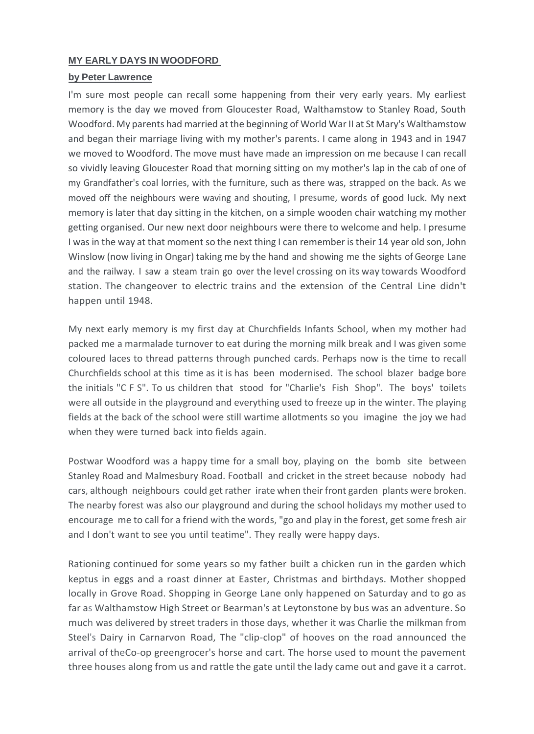**MY EARLY DAYS IN WOODFORD**

**by Peter Lawrence**

I'm sure most people can recall some happening from their very early years. My earliest memory is the day we moved from Gloucester Road, Walthamstow to Stanley Road, South Woodford. My parents had married at the beginning of World War II at St Mary's Walthamstow and began their marriage living with my mother's parents. I came along in 1943 and in 1947 we moved to Woodford. The move must have made an impression on me because I can recall so vividly leaving Gloucester Road that morning sitting on my mother's lap in the cab of one of my Grandfather's coal lorries, with the furniture, such as there was, strapped on the back. As we moved off the neighbours were waving and shouting, I presume, words of good luck. My next memory is later that day sitting in the kitchen, on a simple wooden chair watching my mother getting organised. Our new next door neighbours were there to welcome and help. I presume I was in the way at that moment so the next thing I can remember is their 14 year old son, John Winslow (now living in Ongar) taking me by the hand and showing me the sights of George Lane and the railway. I saw a steam train go over the level crossing on its way towards Woodford station. The changeover to electric trains and the extension of the Central Line didn't happen until 1948.

My next early memory is my first day at Churchfields Infants School, when my mother had packed me a marmalade turnover to eat during the morning milk break and I was given some coloured laces to thread patterns through punched cards. Perhaps now is the time to recall Churchfields school at this time as it is has been modernised. The school blazer badge bore the initials "C F S". To us children that stood for "Charlie's Fish Shop". The boys' toilets were all outside in the playground and everything used to freeze up in the winter. The playing fields at the back of the school were still wartime allotments so you imagine the joy we had when they were turned back into fields again.

Postwar Woodford was a happy time for a small boy, playing on the bomb site between Stanley Road and Malmesbury Road. Football and cricket in the street because nobody had cars, although neighbours could get rather irate when their front garden plants were broken. The nearby forest was also our playground and during the school holidays my mother used to encourage me to call for a friend with the words, "go and play in the forest, get some fresh air and I don't want to see you until teatime". They really were happy days.

Rationing continued for some years so my father built a chicken run in the garden which keptus in eggs and a roast dinner at Easter, Christmas and birthdays. Mother shopped locally in Grove Road. Shopping in George Lane only happened on Saturday and to go as far as Walthamstow High Street or Bearman's at Leytonstone by bus was an adventure. So much was delivered by street traders in those days, whether it was Charlie the milkman from Steel's Dairy in Carnarvon Road, The "clip-clop" of hooves on the road announced the arrival of theCo-op greengrocer's horse and cart. The horse used to mount the pavement three houses along from us and rattle the gate until the lady came out and gave it a carrot.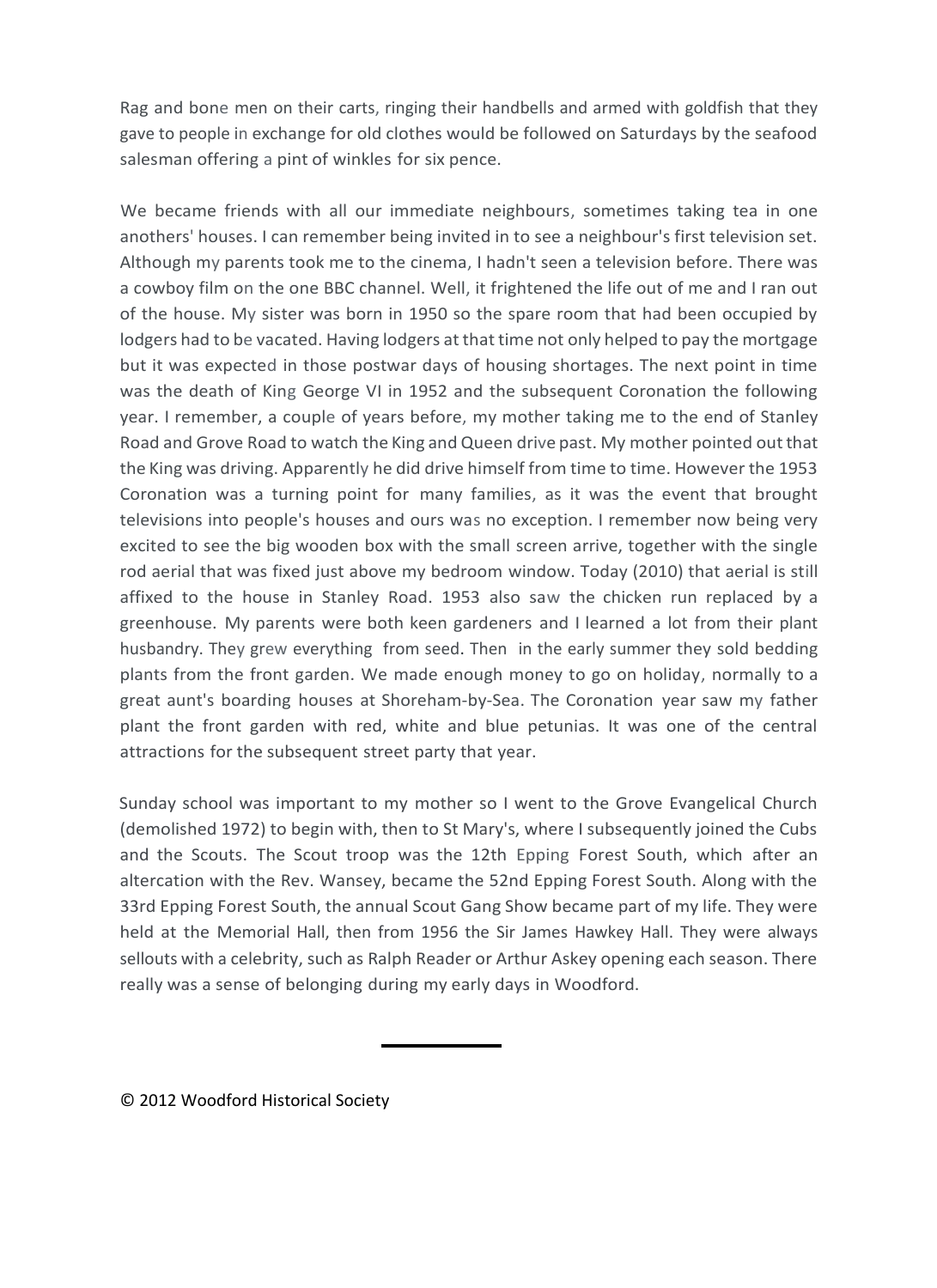Rag and bone men on their carts, ringing their handbells and armed with goldfish that they gave to people in exchange for old clothes would be followed on Saturdays by the seafood salesman offering a pint of winkles for six pence.

We became friends with all our immediate neighbours, sometimes taking tea in one anothers' houses. I can remember being invited in to see a neighbour's first television set. Although my parents took me to the cinema, I hadn't seen a television before. There was a cowboy film on the one BBC channel. Well, it frightened the life out of me and I ran out of the house. My sister was born in 1950 so the spare room that had been occupied by lodgers had to be vacated. Having lodgers at that time not only helped to pay the mortgage but it was expected in those postwar days of housing shortages. The next point in time was the death of King George VI in 1952 and the subsequent Coronation the following year. I remember, a couple of years before, my mother taking me to the end of Stanley Road and Grove Road to watch the King and Queen drive past. My mother pointed out that the King was driving. Apparently he did drive himself from time to time. However the 1953 Coronation was a turning point for many families, as it was the event that brought televisions into people's houses and ours was no exception. I remember now being very excited to see the big wooden box with the small screen arrive, together with the single rod aerial that was fixed just above my bedroom window. Today (2010) that aerial is still affixed to the house in Stanley Road. 1953 also saw the chicken run replaced by a greenhouse. My parents were both keen gardeners and I learned a lot from their plant husbandry. They grew everything from seed. Then in the early summer they sold bedding plants from the front garden. We made enough money to go on holiday, normally to a great aunt's boarding houses at Shoreham-by-Sea. The Coronation year saw my father plant the front garden with red, white and blue petunias. It was one of the central attractions for the subsequent street party that year.

Sunday school was important to my mother so I went to the Grove Evangelical Church (demolished 1972) to begin with, then to St Mary's, where I subsequently joined the Cubs and the Scouts. The Scout troop was the 12th Epping Forest South, which after an altercation with the Rev. Wansey, became the 52nd Epping Forest South. Along with the 33rd Epping Forest South, the annual Scout Gang Show became part of my life. They were held at the Memorial Hall, then from 1956 the Sir James Hawkey Hall. They were always sellouts with a celebrity, such as Ralph Reader or Arthur Askey opening each season. There really was a sense of belonging during my early days in Woodford.

---

© 2012 Woodford Historical Society